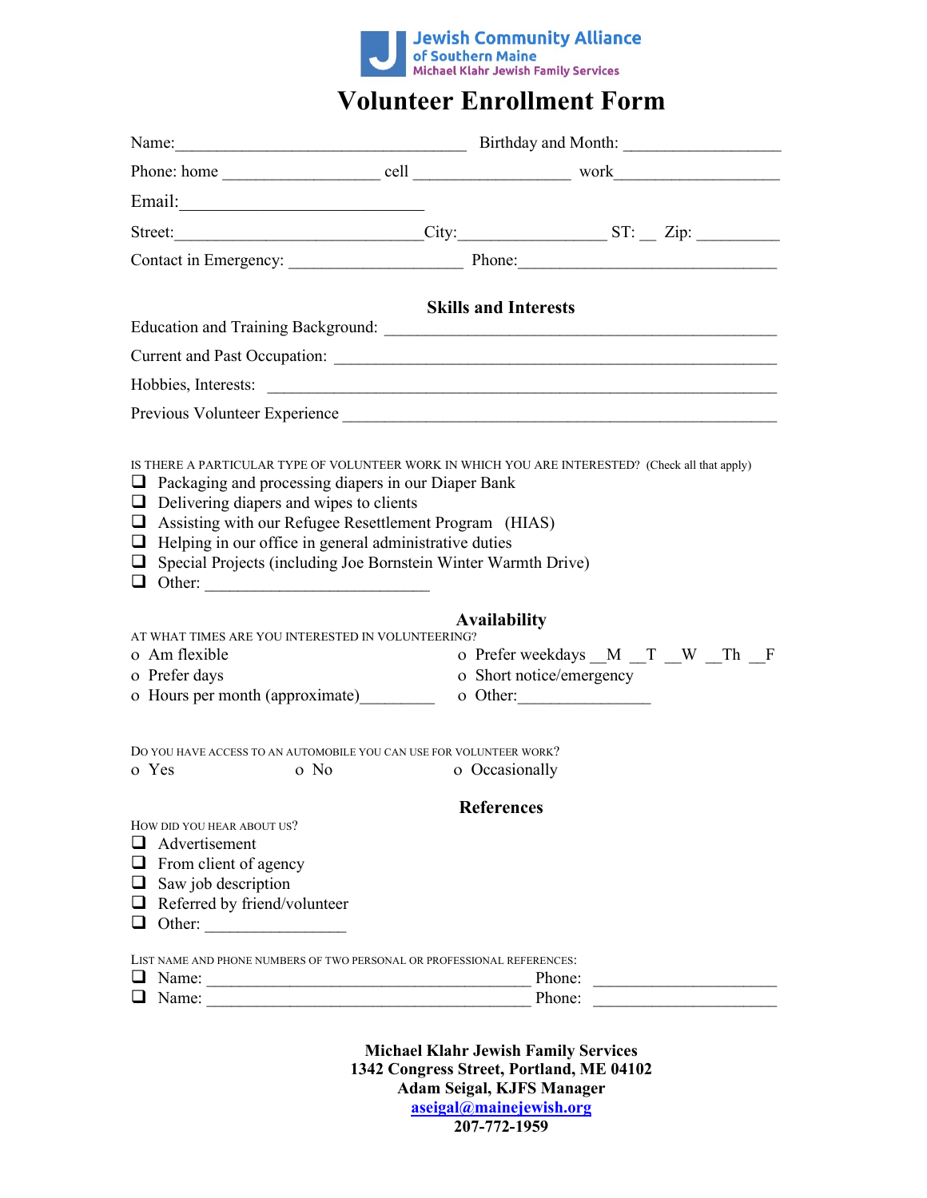Jewish Community Alliance of Southern Maine
Michael Klahr Jewish Family Services

# Volunteer Enrollment Form

Name:___________________________________ Birthday and Month: __________________

Phone: home __________________ cell __________________ work___________________

Email:____________________________

Street:_____________________________City:_________________ ST: __ Zip: __________

Contact in Emergency: ____________________ Phone:______________________________

## Skills and Interests

Education and Training Background: ____________________________________________

Current and Past Occupation: _________________________________________________

Hobbies, Interests: _______________________________________________________

Previous Volunteer Experience _________________________________________________

IS THERE A PARTICULAR TYPE OF VOLUNTEER WORK IN WHICH YOU ARE INTERESTED? (Check all that apply)

- ❑ Packaging and processing diapers in our Diaper Bank
- ❑ Delivering diapers and wipes to clients
- ❑ Assisting with our Refugee Resettlement Program (HIAS)
- ❑ Helping in our office in general administrative duties
- ❑ Special Projects (including Joe Bornstein Winter Warmth Drive)
- ❑ Other: ___________________________

## Availability

AT WHAT TIMES ARE YOU INTERESTED IN VOLUNTEERING?

- o Am flexible
- o Prefer days
- o Hours per month (approximate)_________
- o Prefer weekdays __M __T __W __Th __F
- o Short notice/emergency
- o Other:________________

DO YOU HAVE ACCESS TO AN AUTOMOBILE YOU CAN USE FOR VOLUNTEER WORK?

o Yes o No o Occasionally

## References

HOW DID YOU HEAR ABOUT US?

- ❑ Advertisement
- ❑ From client of agency
- ❑ Saw job description
- ❑ Referred by friend/volunteer
- ❑ Other: ________________

LIST NAME AND PHONE NUMBERS OF TWO PERSONAL OR PROFESSIONAL REFERENCES:

- ❑ Name: _______________________________________ Phone: ______________________
- ❑ Name: _______________________________________ Phone: ______________________

**Michael Klahr Jewish Family Services**
**1342 Congress Street, Portland, ME 04102**
**Adam Seigal, KJFS Manager**
**aseigal@mainejewish.org**
**207-772-1959**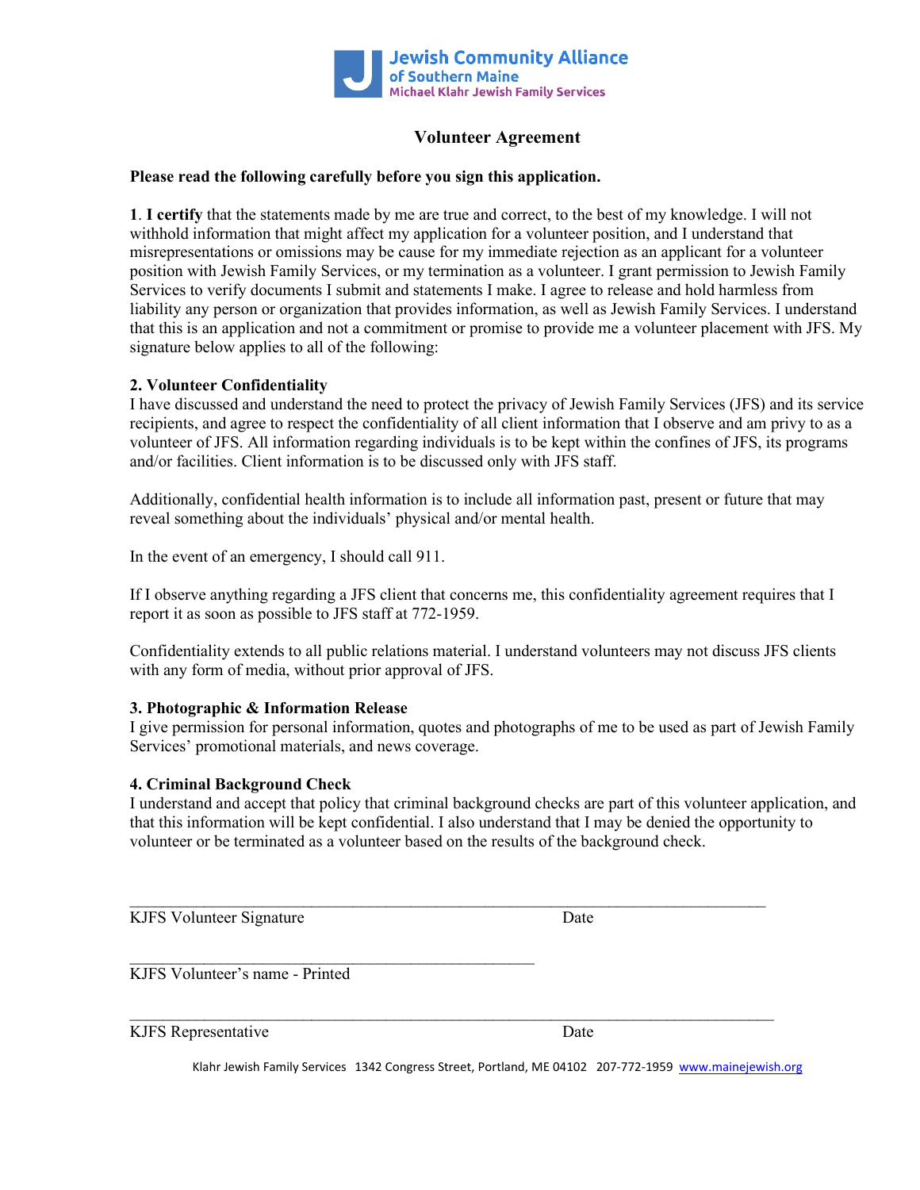Jewish Community Alliance of Southern Maine
Michael Klahr Jewish Family Services

# Volunteer Agreement

**Please read the following carefully before you sign this application.**

**1**. **I certify** that the statements made by me are true and correct, to the best of my knowledge. I will not withhold information that might affect my application for a volunteer position, and I understand that misrepresentations or omissions may be cause for my immediate rejection as an applicant for a volunteer position with Jewish Family Services, or my termination as a volunteer. I grant permission to Jewish Family Services to verify documents I submit and statements I make. I agree to release and hold harmless from liability any person or organization that provides information, as well as Jewish Family Services. I understand that this is an application and not a commitment or promise to provide me a volunteer placement with JFS. My signature below applies to all of the following:

**2. Volunteer Confidentiality**
I have discussed and understand the need to protect the privacy of Jewish Family Services (JFS) and its service recipients, and agree to respect the confidentiality of all client information that I observe and am privy to as a volunteer of JFS. All information regarding individuals is to be kept within the confines of JFS, its programs and/or facilities. Client information is to be discussed only with JFS staff.

Additionally, confidential health information is to include all information past, present or future that may reveal something about the individuals' physical and/or mental health.

In the event of an emergency, I should call 911.

If I observe anything regarding a JFS client that concerns me, this confidentiality agreement requires that I report it as soon as possible to JFS staff at 772-1959.

Confidentiality extends to all public relations material. I understand volunteers may not discuss JFS clients with any form of media, without prior approval of JFS.

**3. Photographic & Information Release**
I give permission for personal information, quotes and photographs of me to be used as part of Jewish Family Services' promotional materials, and news coverage.

**4. Criminal Background Check**
I understand and accept that policy that criminal background checks are part of this volunteer application, and that this information will be kept confidential. I also understand that I may be denied the opportunity to volunteer or be terminated as a volunteer based on the results of the background check.

\_\_\_\_\_\_\_\_\_\_\_\_\_\_\_\_\_\_\_\_\_\_\_\_\_\_\_\_\_\_\_\_\_\_\_\_\_\_\_\_\_\_\_\_\_\_\_\_\_\_\_\_\_\_\_\_\_\_\_\_\_\_\_\_\_\_\_\_\_\_
KJFS Volunteer Signature                                        Date

\_\_\_\_\_\_\_\_\_\_\_\_\_\_\_\_\_\_\_\_\_\_\_\_\_\_\_\_\_\_\_\_\_\_\_\_\_\_\_\_\_\_\_\_
KJFS Volunteer's name - Printed

\_\_\_\_\_\_\_\_\_\_\_\_\_\_\_\_\_\_\_\_\_\_\_\_\_\_\_\_\_\_\_\_\_\_\_\_\_\_\_\_\_\_\_\_\_\_\_\_\_\_\_\_\_\_\_\_\_\_\_\_\_\_\_\_\_\_\_\_\_\_
KJFS Representative                                        Date

Klahr Jewish Family Services 1342 Congress Street, Portland, ME 04102 207-772-1959 www.mainejewish.org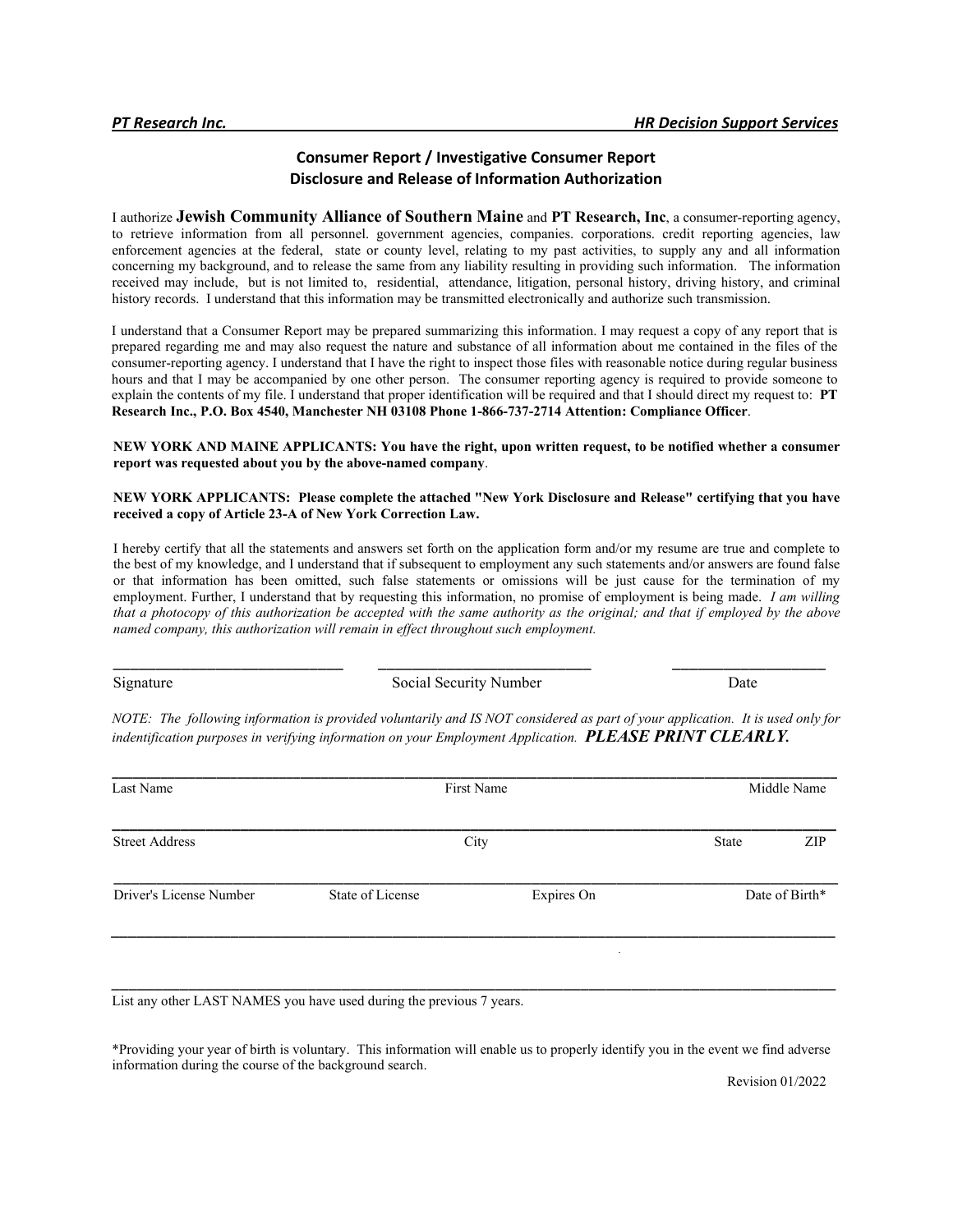*PT Research Inc.* *HR Decision Support Services*

## Consumer Report / Investigative Consumer Report Disclosure and Release of Information Authorization

I authorize **Jewish Community Alliance of Southern Maine** and **PT Research, Inc**, a consumer-reporting agency, to retrieve information from all personnel. government agencies, companies. corporations. credit reporting agencies, law enforcement agencies at the federal, state or county level, relating to my past activities, to supply any and all information concerning my background, and to release the same from any liability resulting in providing such information. The information received may include, but is not limited to, residential, attendance, litigation, personal history, driving history, and criminal history records. I understand that this information may be transmitted electronically and authorize such transmission.

I understand that a Consumer Report may be prepared summarizing this information. I may request a copy of any report that is prepared regarding me and may also request the nature and substance of all information about me contained in the files of the consumer-reporting agency. I understand that I have the right to inspect those files with reasonable notice during regular business hours and that I may be accompanied by one other person. The consumer reporting agency is required to provide someone to explain the contents of my file. I understand that proper identification will be required and that I should direct my request to: **PT Research Inc., P.O. Box 4540, Manchester NH 03108 Phone 1-866-737-2714 Attention: Compliance Officer**.

**NEW YORK AND MAINE APPLICANTS: You have the right, upon written request, to be notified whether a consumer report was requested about you by the above-named company**.

**NEW YORK APPLICANTS: Please complete the attached "New York Disclosure and Release" certifying that you have received a copy of Article 23-A of New York Correction Law.**

I hereby certify that all the statements and answers set forth on the application form and/or my resume are true and complete to the best of my knowledge, and I understand that if subsequent to employment any such statements and/or answers are found false or that information has been omitted, such false statements or omissions will be just cause for the termination of my employment. Further, I understand that by requesting this information, no promise of employment is being made. *I am willing that a photocopy of this authorization be accepted with the same authority as the original; and that if employed by the above named company, this authorization will remain in effect throughout such employment.*

______________________________ ______________________________ ____________________

Signature Social Security Number Date

*NOTE: The following information is provided voluntarily and IS NOT considered as part of your application. It is used only for indentification purposes in verifying information on your Employment Application.* ***PLEASE PRINT CLEARLY.***

______________________________________________________________________________

Last Name First Name Middle Name

______________________________________________________________________________

Street Address City State ZIP

______________________________________________________________________________

Driver's License Number State of License Expires On Date of Birth*

______________________________________________________________________________

______________________________________________________________________________

List any other LAST NAMES you have used during the previous 7 years.

*Providing your year of birth is voluntary. This information will enable us to properly identify you in the event we find adverse information during the course of the background search.

Revision 01/2022